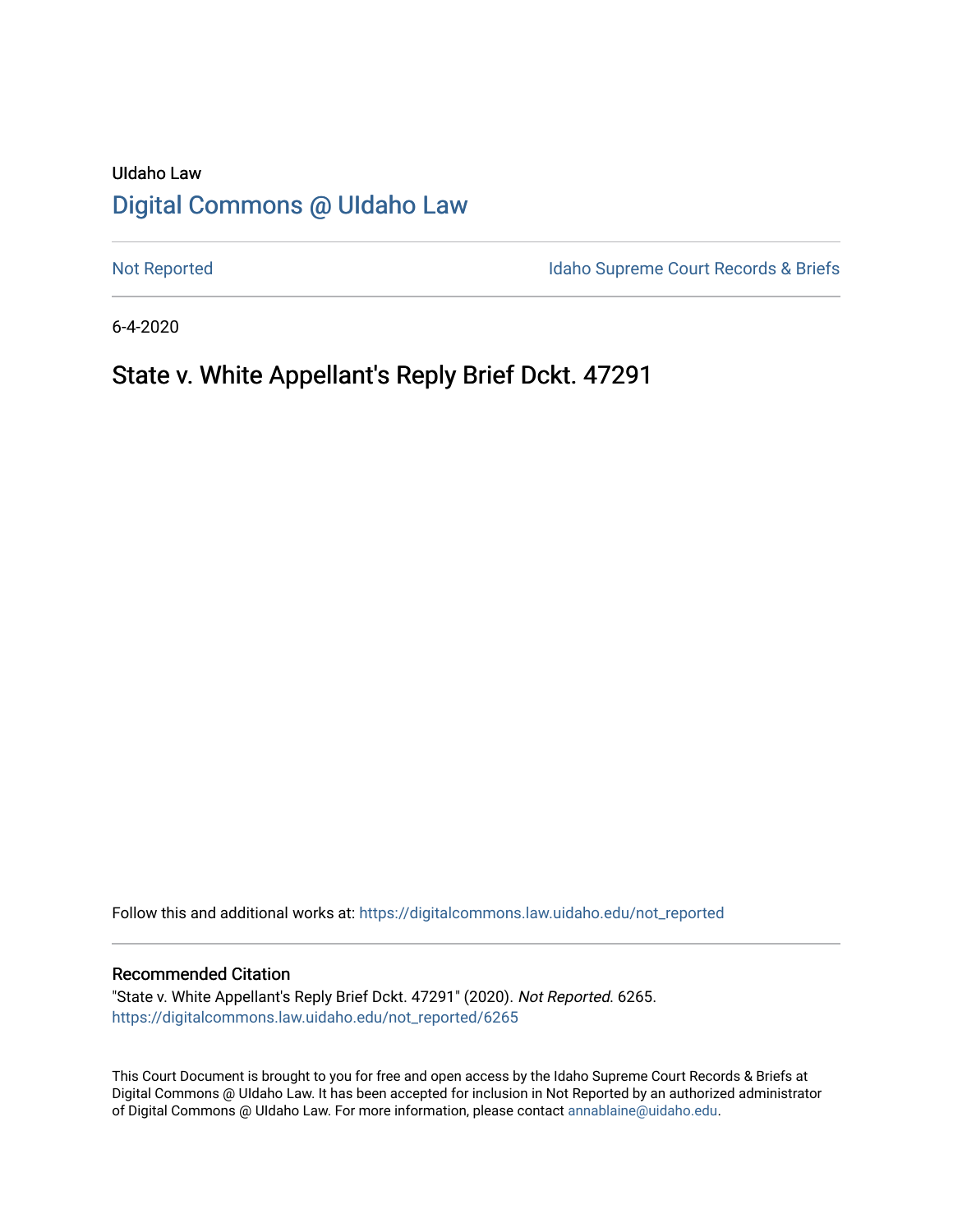UIdaho Law

# Digital Commons @ UIdaho Law

Not Reported

Idaho Supreme Court Records & Briefs

6-4-2020

## State v. White Appellant's Reply Brief Dckt. 47291

Follow this and additional works at: https://digitalcommons.law.uidaho.edu/not_reported

### Recommended Citation

"State v. White Appellant's Reply Brief Dckt. 47291" (2020). *Not Reported*. 6265.
https://digitalcommons.law.uidaho.edu/not_reported/6265

This Court Document is brought to you for free and open access by the Idaho Supreme Court Records & Briefs at Digital Commons @ UIdaho Law. It has been accepted for inclusion in Not Reported by an authorized administrator of Digital Commons @ UIdaho Law. For more information, please contact annablaine@uidaho.edu.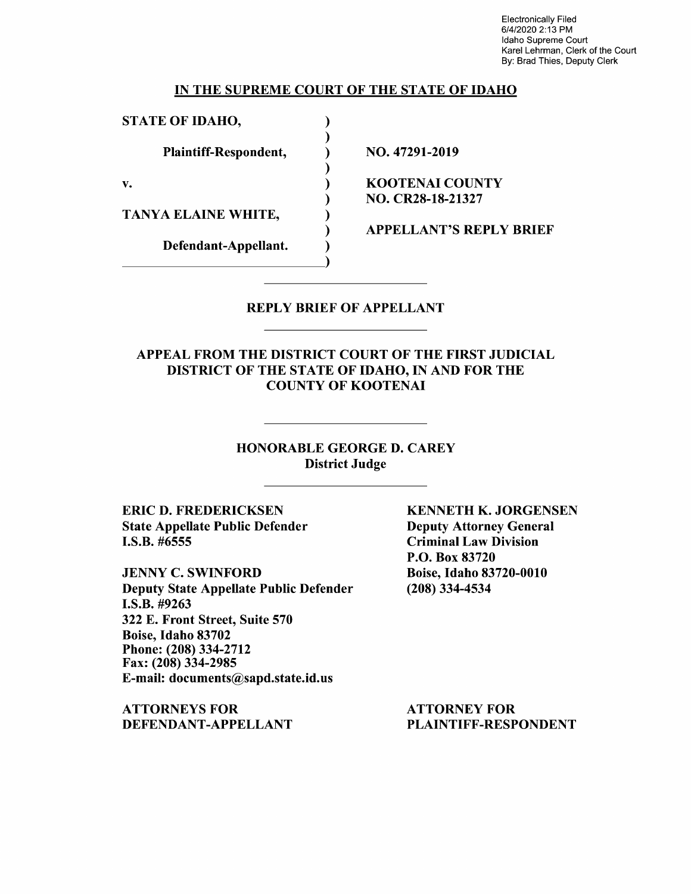Electronically Filed
6/4/2020 2:13 PM
Idaho Supreme Court
Karel Lehrman, Clerk of the Court
By: Brad Thies, Deputy Clerk

## IN THE SUPREME COURT OF THE STATE OF IDAHO

| | |
|---|---|
| **STATE OF IDAHO,** | |
| **Plaintiff-Respondent,** | **NO. 47291-2019** |
| **v.** | **KOOTENAI COUNTY NO. CR28-18-21327** |
| **TANYA ELAINE WHITE,** | |
| **Defendant-Appellant.** | **APPELLANT'S REPLY BRIEF** |

## REPLY BRIEF OF APPELLANT

### APPEAL FROM THE DISTRICT COURT OF THE FIRST JUDICIAL DISTRICT OF THE STATE OF IDAHO, IN AND FOR THE COUNTY OF KOOTENAI

**HONORABLE GEORGE D. CAREY**
**District Judge**

**ERIC D. FREDERICKSEN**
**State Appellate Public Defender**
**I.S.B. #6555**

**JENNY C. SWINFORD**
**Deputy State Appellate Public Defender**
**I.S.B. #9263**
**322 E. Front Street, Suite 570**
**Boise, Idaho 83702**
**Phone: (208) 334-2712**
**Fax: (208) 334-2985**
**E-mail: documents@sapd.state.id.us**

**ATTORNEYS FOR DEFENDANT-APPELLANT**

**KENNETH K. JORGENSEN**
**Deputy Attorney General**
**Criminal Law Division**
**P.O. Box 83720**
**Boise, Idaho 83720-0010**
**(208) 334-4534**

**ATTORNEY FOR PLAINTIFF-RESPONDENT**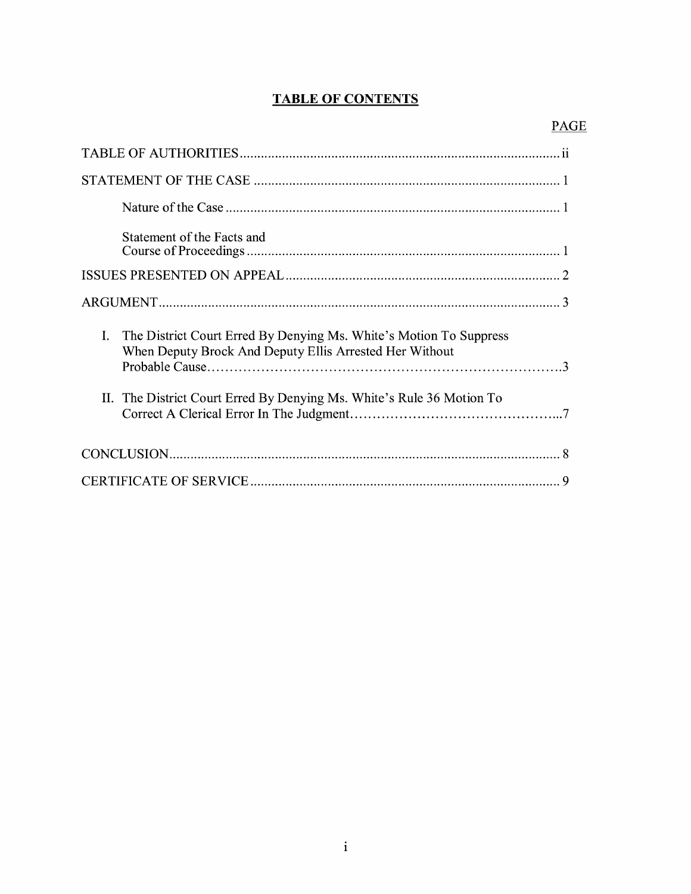# TABLE OF CONTENTS

PAGE

TABLE OF AUTHORITIES ........................................................................................... ii

STATEMENT OF THE CASE ....................................................................................... 1

Nature of the Case ............................................................................................... 1

Statement of the Facts and Course of Proceedings ........................................................................................ 1

ISSUES PRESENTED ON APPEAL ............................................................................. 2

ARGUMENT .................................................................................................................. 3

I. The District Court Erred By Denying Ms. White's Motion To Suppress When Deputy Brock And Deputy Ellis Arrested Her Without Probable Cause.........................................................................3

II. The District Court Erred By Denying Ms. White's Rule 36 Motion To Correct A Clerical Error In The Judgment...........................................7

CONCLUSION ................................................................................................................ 8

CERTIFICATE OF SERVICE ........................................................................................ 9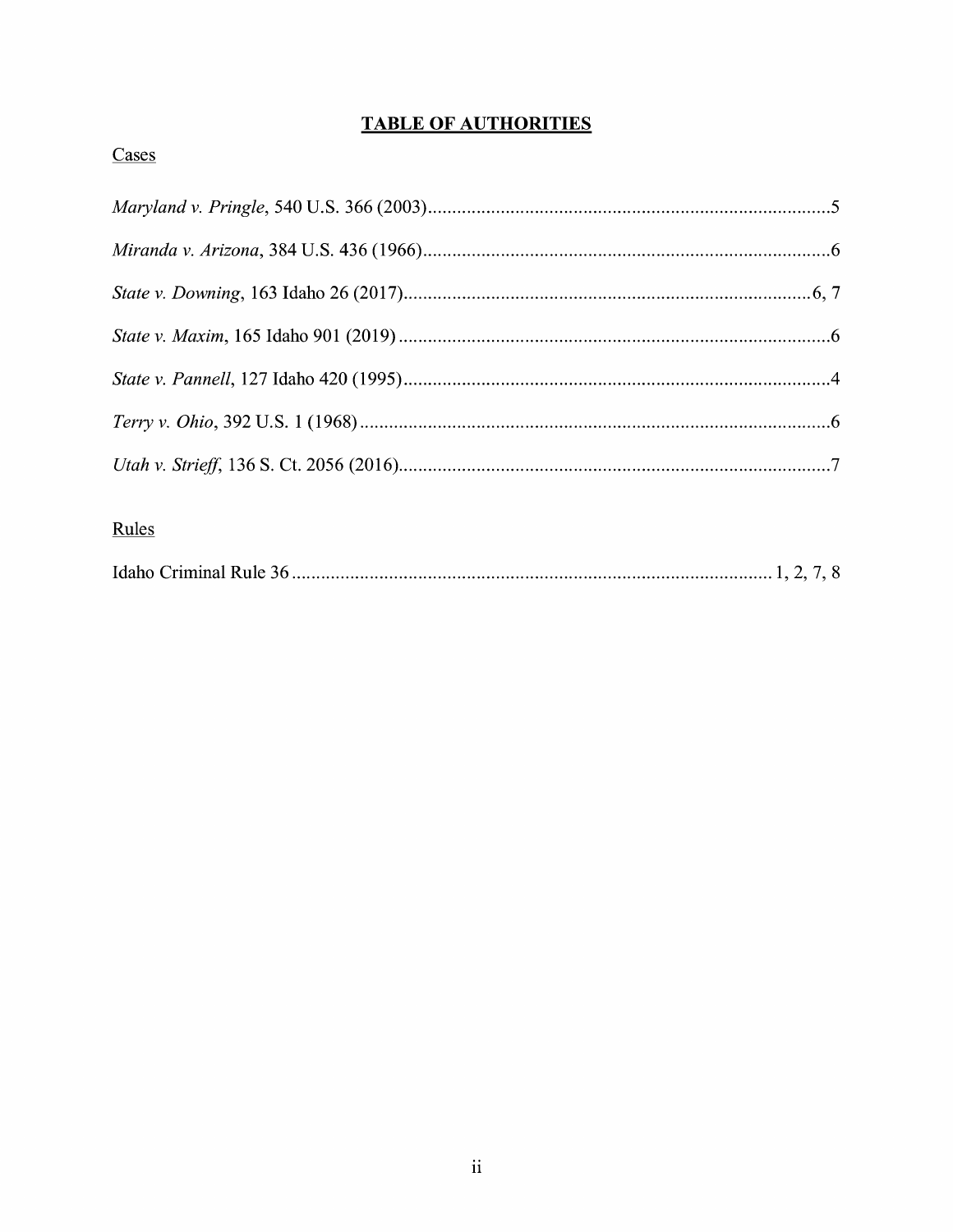# TABLE OF AUTHORITIES

Cases

*Maryland v. Pringle*, 540 U.S. 366 (2003)....................................................................................5

*Miranda v. Arizona*, 384 U.S. 436 (1966)....................................................................................6

*State v. Downing*, 163 Idaho 26 (2017)....................................................................................6, 7

*State v. Maxim*, 165 Idaho 901 (2019)..........................................................................................6

*State v. Pannell*, 127 Idaho 420 (1995)........................................................................................4

*Terry v. Ohio*, 392 U.S. 1 (1968)..................................................................................................6

*Utah v. Strieff*, 136 S. Ct. 2056 (2016)..........................................................................................7

Rules

Idaho Criminal Rule 36.................................................................................................1, 2, 7, 8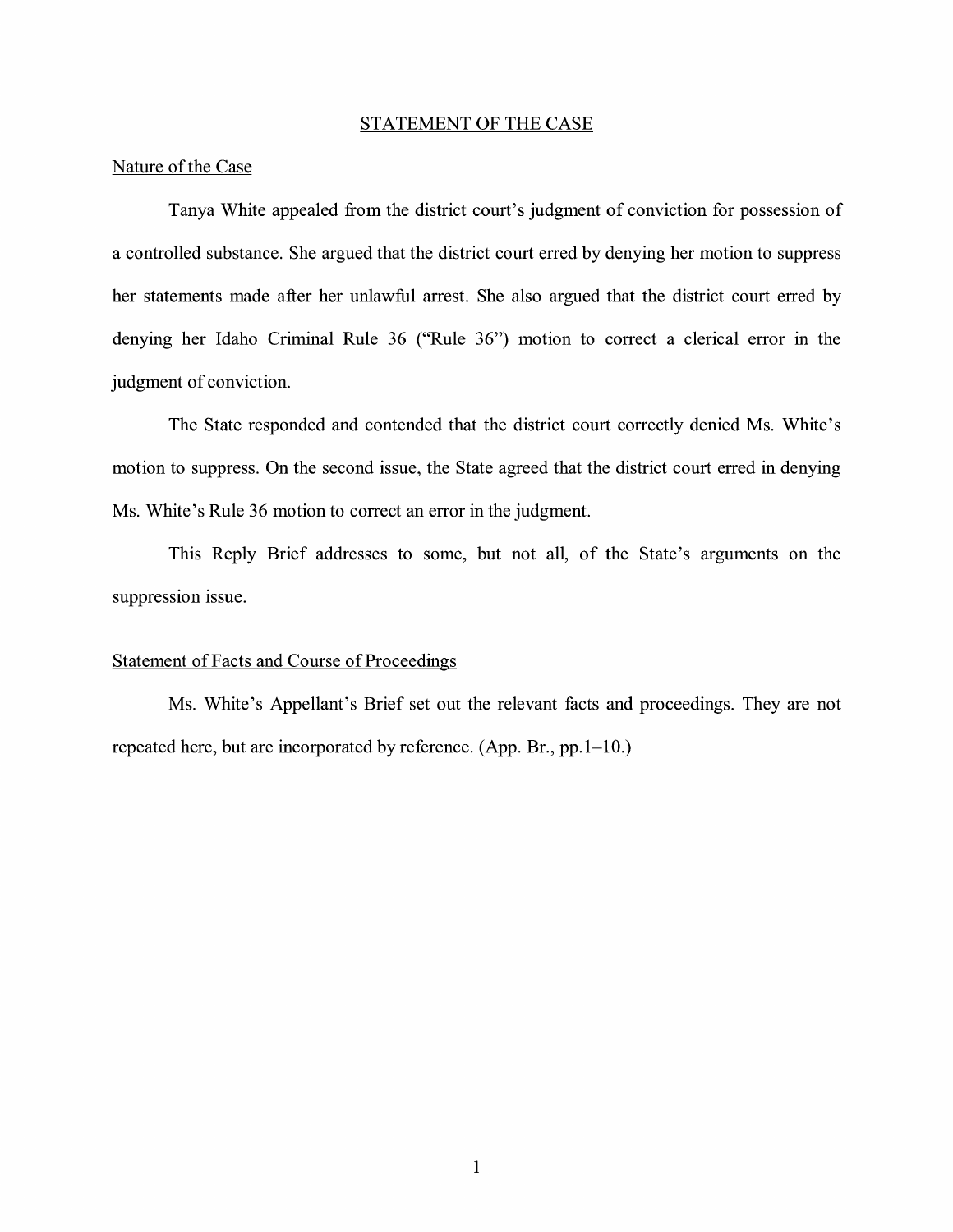## STATEMENT OF THE CASE

### Nature of the Case

Tanya White appealed from the district court's judgment of conviction for possession of a controlled substance. She argued that the district court erred by denying her motion to suppress her statements made after her unlawful arrest. She also argued that the district court erred by denying her Idaho Criminal Rule 36 ("Rule 36") motion to correct a clerical error in the judgment of conviction.

The State responded and contended that the district court correctly denied Ms. White's motion to suppress. On the second issue, the State agreed that the district court erred in denying Ms. White's Rule 36 motion to correct an error in the judgment.

This Reply Brief addresses to some, but not all, of the State's arguments on the suppression issue.

### Statement of Facts and Course of Proceedings

Ms. White's Appellant's Brief set out the relevant facts and proceedings. They are not repeated here, but are incorporated by reference. (App. Br., pp.1–10.)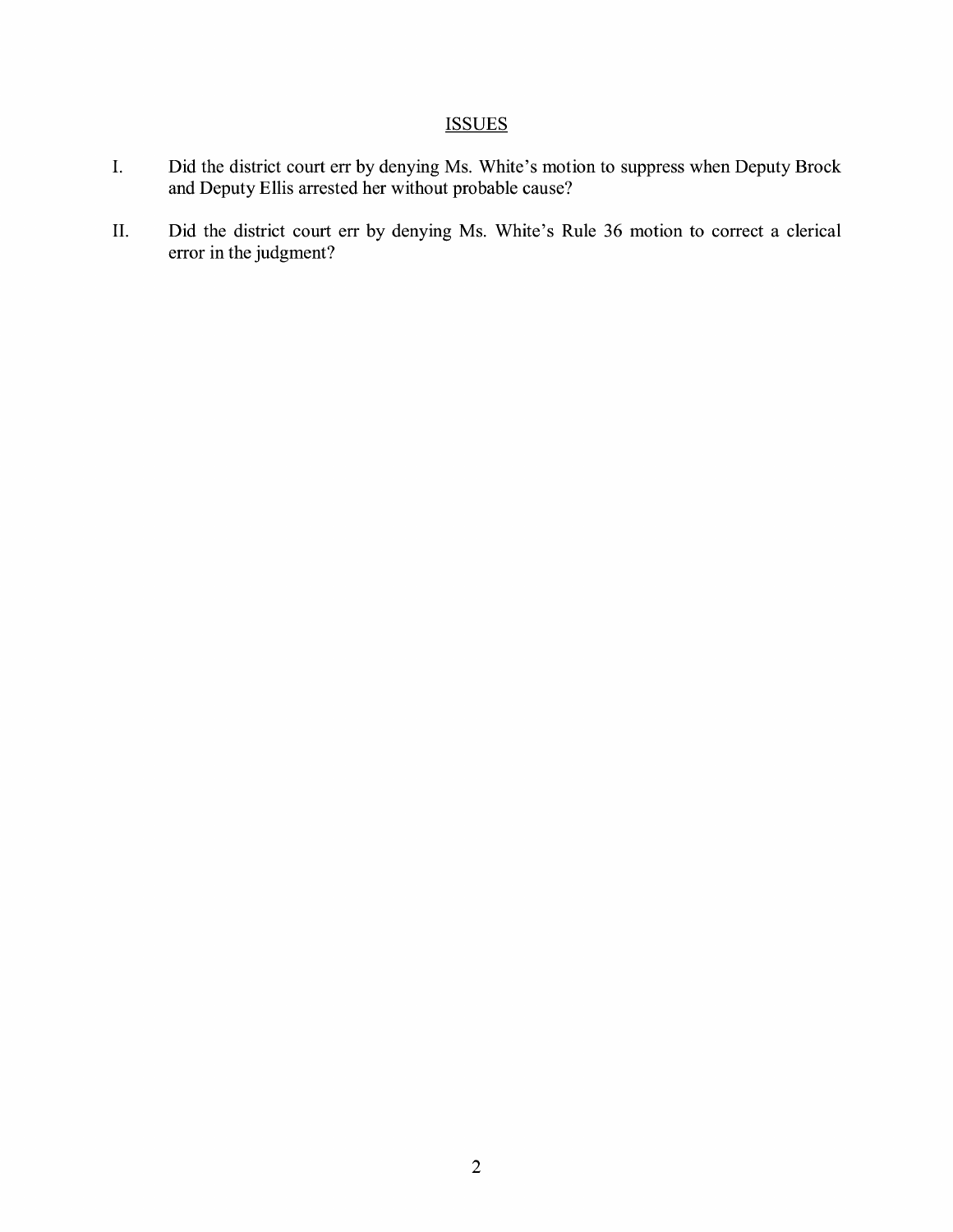## ISSUES

I. Did the district court err by denying Ms. White's motion to suppress when Deputy Brock and Deputy Ellis arrested her without probable cause?

II. Did the district court err by denying Ms. White's Rule 36 motion to correct a clerical error in the judgment?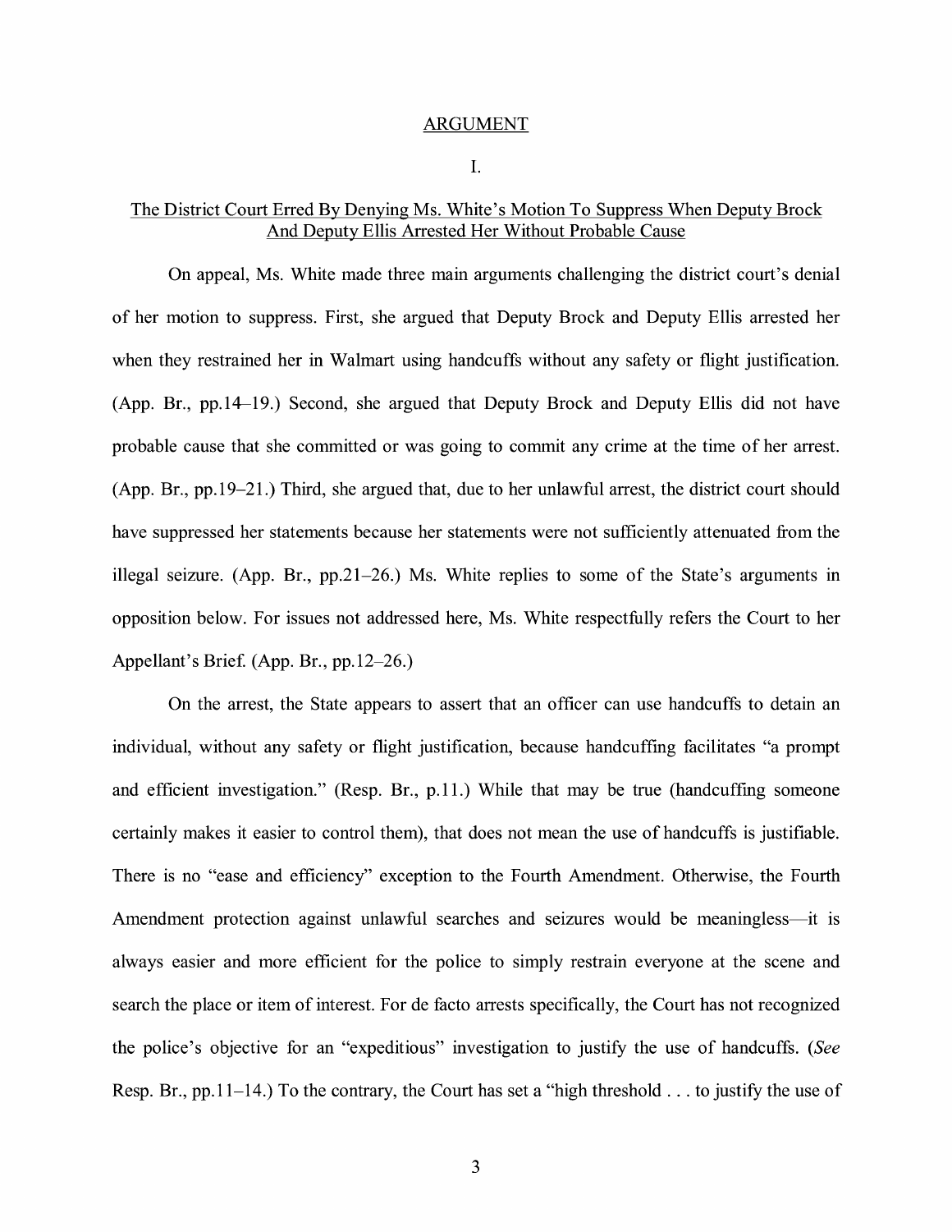## ARGUMENT

### I.

### The District Court Erred By Denying Ms. White's Motion To Suppress When Deputy Brock And Deputy Ellis Arrested Her Without Probable Cause

On appeal, Ms. White made three main arguments challenging the district court's denial of her motion to suppress. First, she argued that Deputy Brock and Deputy Ellis arrested her when they restrained her in Walmart using handcuffs without any safety or flight justification. (App. Br., pp.14–19.) Second, she argued that Deputy Brock and Deputy Ellis did not have probable cause that she committed or was going to commit any crime at the time of her arrest. (App. Br., pp.19–21.) Third, she argued that, due to her unlawful arrest, the district court should have suppressed her statements because her statements were not sufficiently attenuated from the illegal seizure. (App. Br., pp.21–26.) Ms. White replies to some of the State's arguments in opposition below. For issues not addressed here, Ms. White respectfully refers the Court to her Appellant's Brief. (App. Br., pp.12–26.)

On the arrest, the State appears to assert that an officer can use handcuffs to detain an individual, without any safety or flight justification, because handcuffing facilitates "a prompt and efficient investigation." (Resp. Br., p.11.) While that may be true (handcuffing someone certainly makes it easier to control them), that does not mean the use of handcuffs is justifiable. There is no "ease and efficiency" exception to the Fourth Amendment. Otherwise, the Fourth Amendment protection against unlawful searches and seizures would be meaningless—it is always easier and more efficient for the police to simply restrain everyone at the scene and search the place or item of interest. For de facto arrests specifically, the Court has not recognized the police's objective for an "expeditious" investigation to justify the use of handcuffs. (*See* Resp. Br., pp.11–14.) To the contrary, the Court has set a "high threshold . . . to justify the use of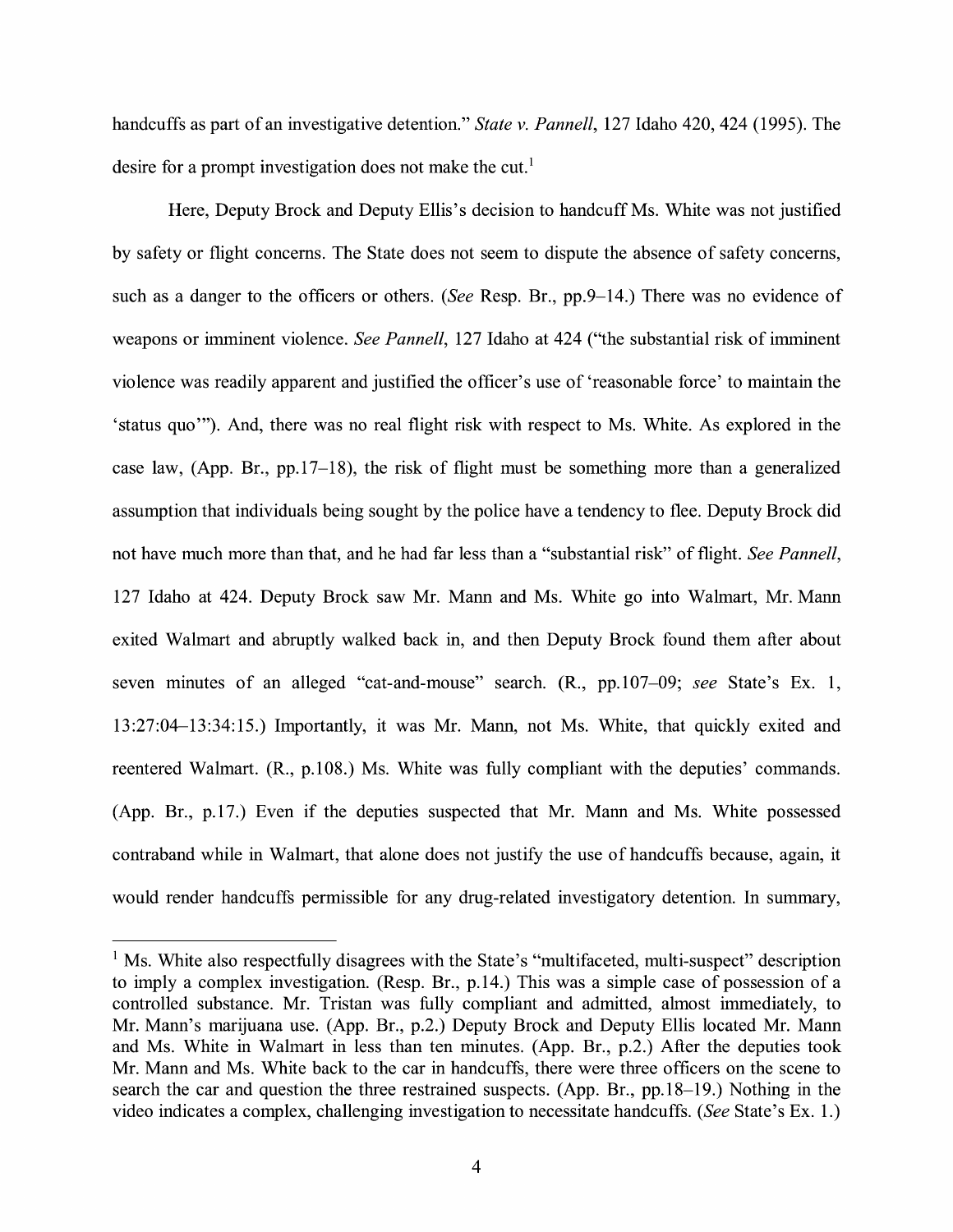handcuffs as part of an investigative detention." *State v. Pannell*, 127 Idaho 420, 424 (1995). The desire for a prompt investigation does not make the cut.[1]

Here, Deputy Brock and Deputy Ellis's decision to handcuff Ms. White was not justified by safety or flight concerns. The State does not seem to dispute the absence of safety concerns, such as a danger to the officers or others. (*See* Resp. Br., pp.9–14.) There was no evidence of weapons or imminent violence. *See Pannell*, 127 Idaho at 424 ("the substantial risk of imminent violence was readily apparent and justified the officer's use of 'reasonable force' to maintain the 'status quo'"). And, there was no real flight risk with respect to Ms. White. As explored in the case law, (App. Br., pp.17–18), the risk of flight must be something more than a generalized assumption that individuals being sought by the police have a tendency to flee. Deputy Brock did not have much more than that, and he had far less than a "substantial risk" of flight. *See Pannell*, 127 Idaho at 424. Deputy Brock saw Mr. Mann and Ms. White go into Walmart, Mr. Mann exited Walmart and abruptly walked back in, and then Deputy Brock found them after about seven minutes of an alleged "cat-and-mouse" search. (R., pp.107–09; *see* State's Ex. 1, 13:27:04–13:34:15.) Importantly, it was Mr. Mann, not Ms. White, that quickly exited and reentered Walmart. (R., p.108.) Ms. White was fully compliant with the deputies' commands. (App. Br., p.17.) Even if the deputies suspected that Mr. Mann and Ms. White possessed contraband while in Walmart, that alone does not justify the use of handcuffs because, again, it would render handcuffs permissible for any drug-related investigatory detention. In summary,

[1] Ms. White also respectfully disagrees with the State's "multifaceted, multi-suspect" description to imply a complex investigation. (Resp. Br., p.14.) This was a simple case of possession of a controlled substance. Mr. Tristan was fully compliant and admitted, almost immediately, to Mr. Mann's marijuana use. (App. Br., p.2.) Deputy Brock and Deputy Ellis located Mr. Mann and Ms. White in Walmart in less than ten minutes. (App. Br., p.2.) After the deputies took Mr. Mann and Ms. White back to the car in handcuffs, there were three officers on the scene to search the car and question the three restrained suspects. (App. Br., pp.18–19.) Nothing in the video indicates a complex, challenging investigation to necessitate handcuffs. (*See* State's Ex. 1.)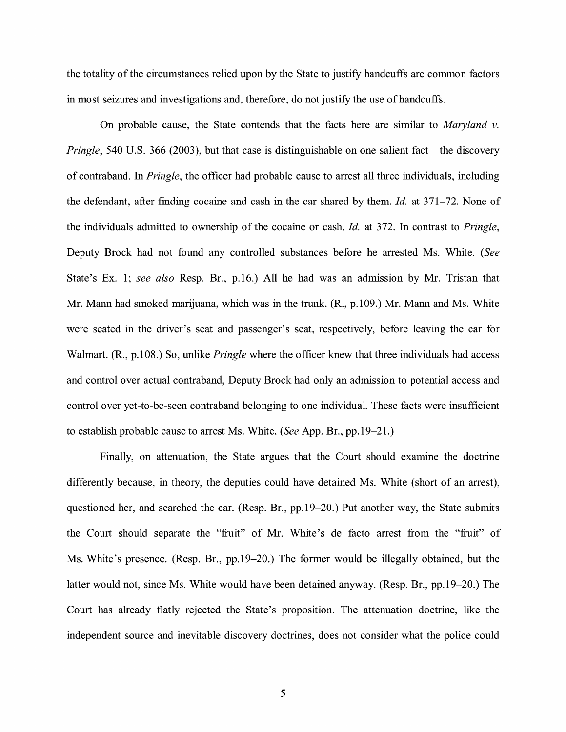the totality of the circumstances relied upon by the State to justify handcuffs are common factors in most seizures and investigations and, therefore, do not justify the use of handcuffs.

On probable cause, the State contends that the facts here are similar to *Maryland v. Pringle*, 540 U.S. 366 (2003), but that case is distinguishable on one salient fact—the discovery of contraband. In *Pringle*, the officer had probable cause to arrest all three individuals, including the defendant, after finding cocaine and cash in the car shared by them. *Id.* at 371–72. None of the individuals admitted to ownership of the cocaine or cash. *Id.* at 372. In contrast to *Pringle*, Deputy Brock had not found any controlled substances before he arrested Ms. White. (*See* State's Ex. 1; *see also* Resp. Br., p.16.) All he had was an admission by Mr. Tristan that Mr. Mann had smoked marijuana, which was in the trunk. (R., p.109.) Mr. Mann and Ms. White were seated in the driver's seat and passenger's seat, respectively, before leaving the car for Walmart. (R., p.108.) So, unlike *Pringle* where the officer knew that three individuals had access and control over actual contraband, Deputy Brock had only an admission to potential access and control over yet-to-be-seen contraband belonging to one individual. These facts were insufficient to establish probable cause to arrest Ms. White. (*See* App. Br., pp.19–21.)

Finally, on attenuation, the State argues that the Court should examine the doctrine differently because, in theory, the deputies could have detained Ms. White (short of an arrest), questioned her, and searched the car. (Resp. Br., pp.19–20.) Put another way, the State submits the Court should separate the "fruit" of Mr. White's de facto arrest from the "fruit" of Ms. White's presence. (Resp. Br., pp.19–20.) The former would be illegally obtained, but the latter would not, since Ms. White would have been detained anyway. (Resp. Br., pp.19–20.) The Court has already flatly rejected the State's proposition. The attenuation doctrine, like the independent source and inevitable discovery doctrines, does not consider what the police could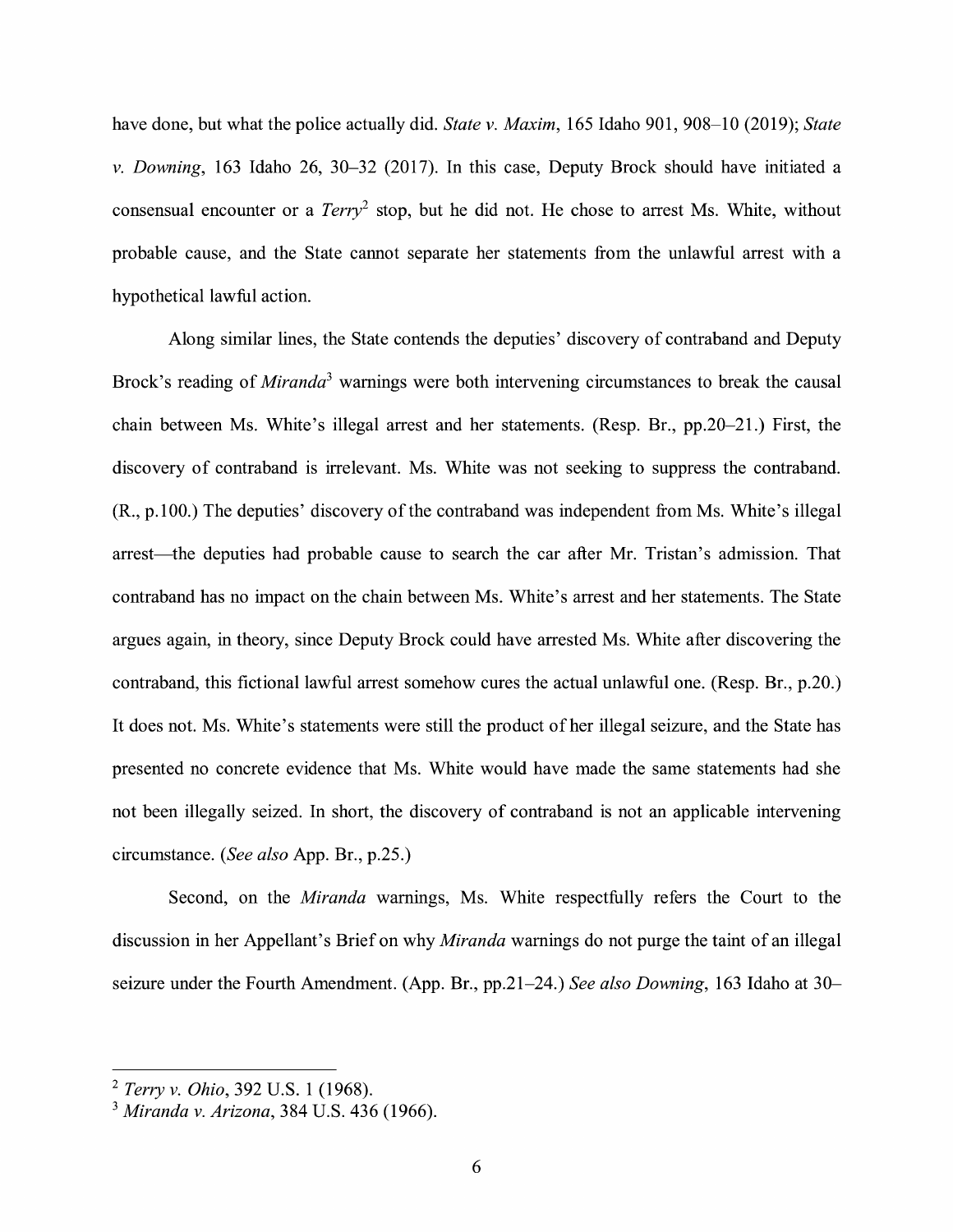have done, but what the police actually did. *State v. Maxim*, 165 Idaho 901, 908–10 (2019); *State v. Downing*, 163 Idaho 26, 30–32 (2017). In this case, Deputy Brock should have initiated a consensual encounter or a *Terry*[2] stop, but he did not. He chose to arrest Ms. White, without probable cause, and the State cannot separate her statements from the unlawful arrest with a hypothetical lawful action.

Along similar lines, the State contends the deputies' discovery of contraband and Deputy Brock's reading of *Miranda*[3] warnings were both intervening circumstances to break the causal chain between Ms. White's illegal arrest and her statements. (Resp. Br., pp.20–21.) First, the discovery of contraband is irrelevant. Ms. White was not seeking to suppress the contraband. (R., p.100.) The deputies' discovery of the contraband was independent from Ms. White's illegal arrest—the deputies had probable cause to search the car after Mr. Tristan's admission. That contraband has no impact on the chain between Ms. White's arrest and her statements. The State argues again, in theory, since Deputy Brock could have arrested Ms. White after discovering the contraband, this fictional lawful arrest somehow cures the actual unlawful one. (Resp. Br., p.20.) It does not. Ms. White's statements were still the product of her illegal seizure, and the State has presented no concrete evidence that Ms. White would have made the same statements had she not been illegally seized. In short, the discovery of contraband is not an applicable intervening circumstance. (*See also* App. Br., p.25.)

Second, on the *Miranda* warnings, Ms. White respectfully refers the Court to the discussion in her Appellant's Brief on why *Miranda* warnings do not purge the taint of an illegal seizure under the Fourth Amendment. (App. Br., pp.21–24.) *See also Downing*, 163 Idaho at 30–

---

[2] *Terry v. Ohio*, 392 U.S. 1 (1968).

[3] *Miranda v. Arizona*, 384 U.S. 436 (1966).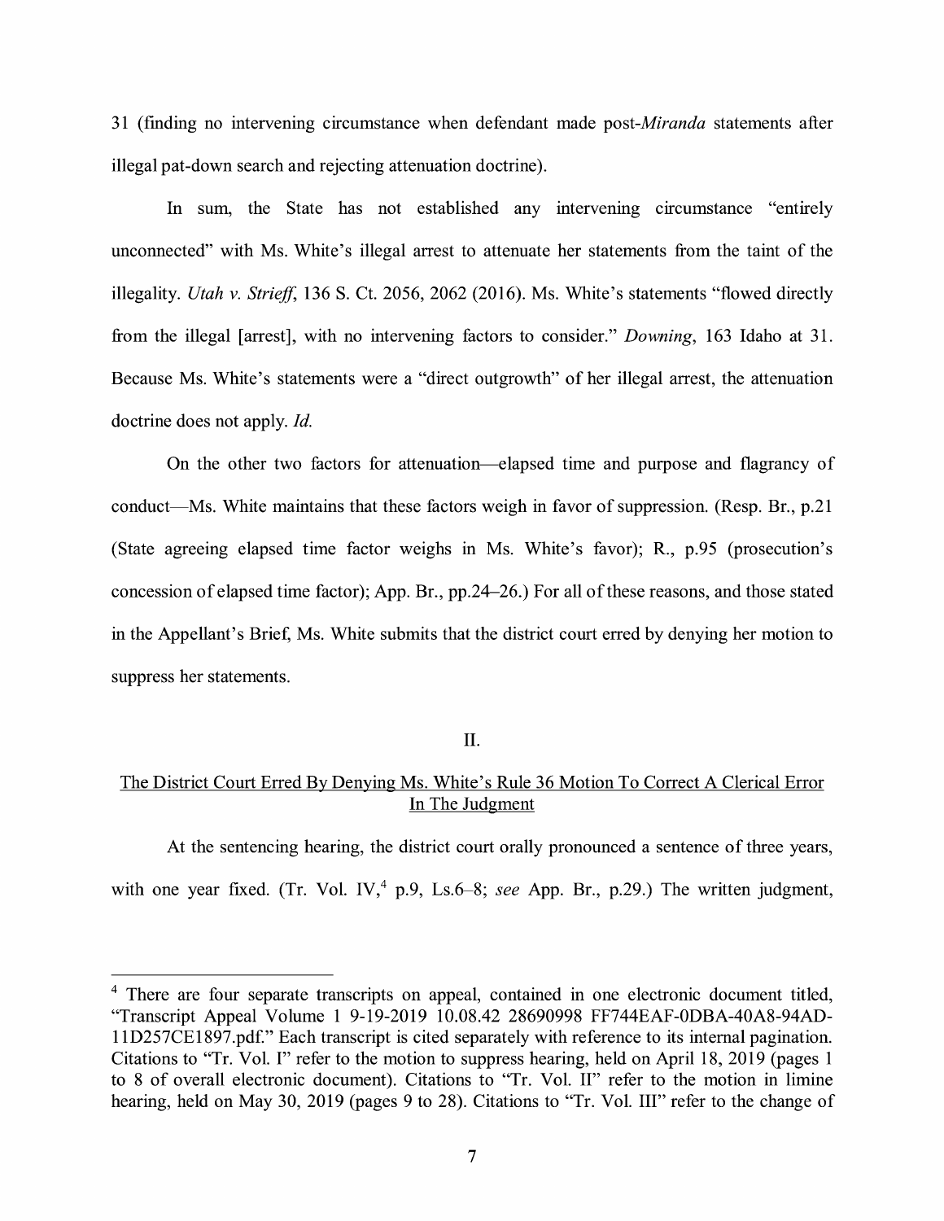31 (finding no intervening circumstance when defendant made post-*Miranda* statements after illegal pat-down search and rejecting attenuation doctrine).

In sum, the State has not established any intervening circumstance "entirely unconnected" with Ms. White's illegal arrest to attenuate her statements from the taint of the illegality. *Utah v. Strieff*, 136 S. Ct. 2056, 2062 (2016). Ms. White's statements "flowed directly from the illegal [arrest], with no intervening factors to consider." *Downing*, 163 Idaho at 31. Because Ms. White's statements were a "direct outgrowth" of her illegal arrest, the attenuation doctrine does not apply. *Id.*

On the other two factors for attenuation—elapsed time and purpose and flagrancy of conduct—Ms. White maintains that these factors weigh in favor of suppression. (Resp. Br., p.21 (State agreeing elapsed time factor weighs in Ms. White's favor); R., p.95 (prosecution's concession of elapsed time factor); App. Br., pp.24–26.) For all of these reasons, and those stated in the Appellant's Brief, Ms. White submits that the district court erred by denying her motion to suppress her statements.

## II.

## The District Court Erred By Denying Ms. White's Rule 36 Motion To Correct A Clerical Error In The Judgment

At the sentencing hearing, the district court orally pronounced a sentence of three years, with one year fixed. (Tr. Vol. IV,[4] p.9, Ls.6–8; *see* App. Br., p.29.) The written judgment,

---

[4] There are four separate transcripts on appeal, contained in one electronic document titled, "Transcript Appeal Volume 1 9-19-2019 10.08.42 28690998 FF744EAF-0DBA-40A8-94AD-11D257CE1897.pdf." Each transcript is cited separately with reference to its internal pagination. Citations to "Tr. Vol. I" refer to the motion to suppress hearing, held on April 18, 2019 (pages 1 to 8 of overall electronic document). Citations to "Tr. Vol. II" refer to the motion in limine hearing, held on May 30, 2019 (pages 9 to 28). Citations to "Tr. Vol. III" refer to the change of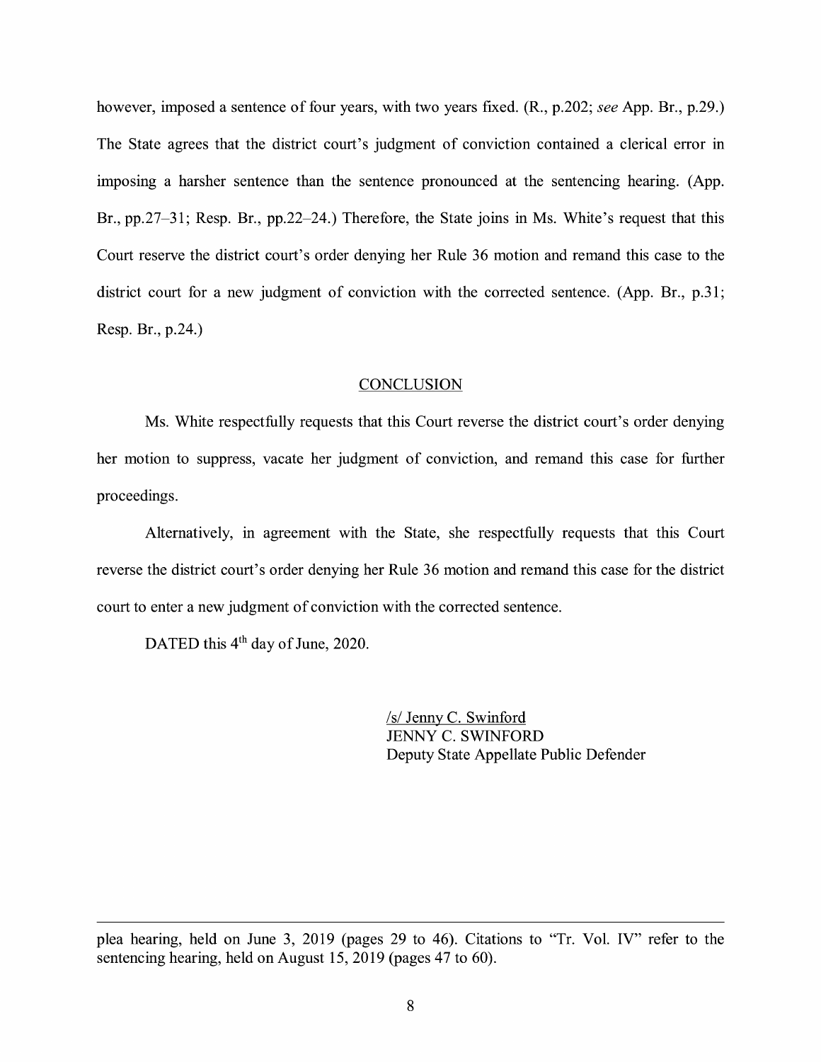however, imposed a sentence of four years, with two years fixed. (R., p.202; *see* App. Br., p.29.) The State agrees that the district court's judgment of conviction contained a clerical error in imposing a harsher sentence than the sentence pronounced at the sentencing hearing. (App. Br., pp.27–31; Resp. Br., pp.22–24.) Therefore, the State joins in Ms. White's request that this Court reserve the district court's order denying her Rule 36 motion and remand this case to the district court for a new judgment of conviction with the corrected sentence. (App. Br., p.31; Resp. Br., p.24.)

## CONCLUSION

Ms. White respectfully requests that this Court reverse the district court's order denying her motion to suppress, vacate her judgment of conviction, and remand this case for further proceedings.

Alternatively, in agreement with the State, she respectfully requests that this Court reverse the district court's order denying her Rule 36 motion and remand this case for the district court to enter a new judgment of conviction with the corrected sentence.

DATED this 4th day of June, 2020.

/s/ Jenny C. Swinford
JENNY C. SWINFORD
Deputy State Appellate Public Defender

---

plea hearing, held on June 3, 2019 (pages 29 to 46). Citations to "Tr. Vol. IV" refer to the sentencing hearing, held on August 15, 2019 (pages 47 to 60).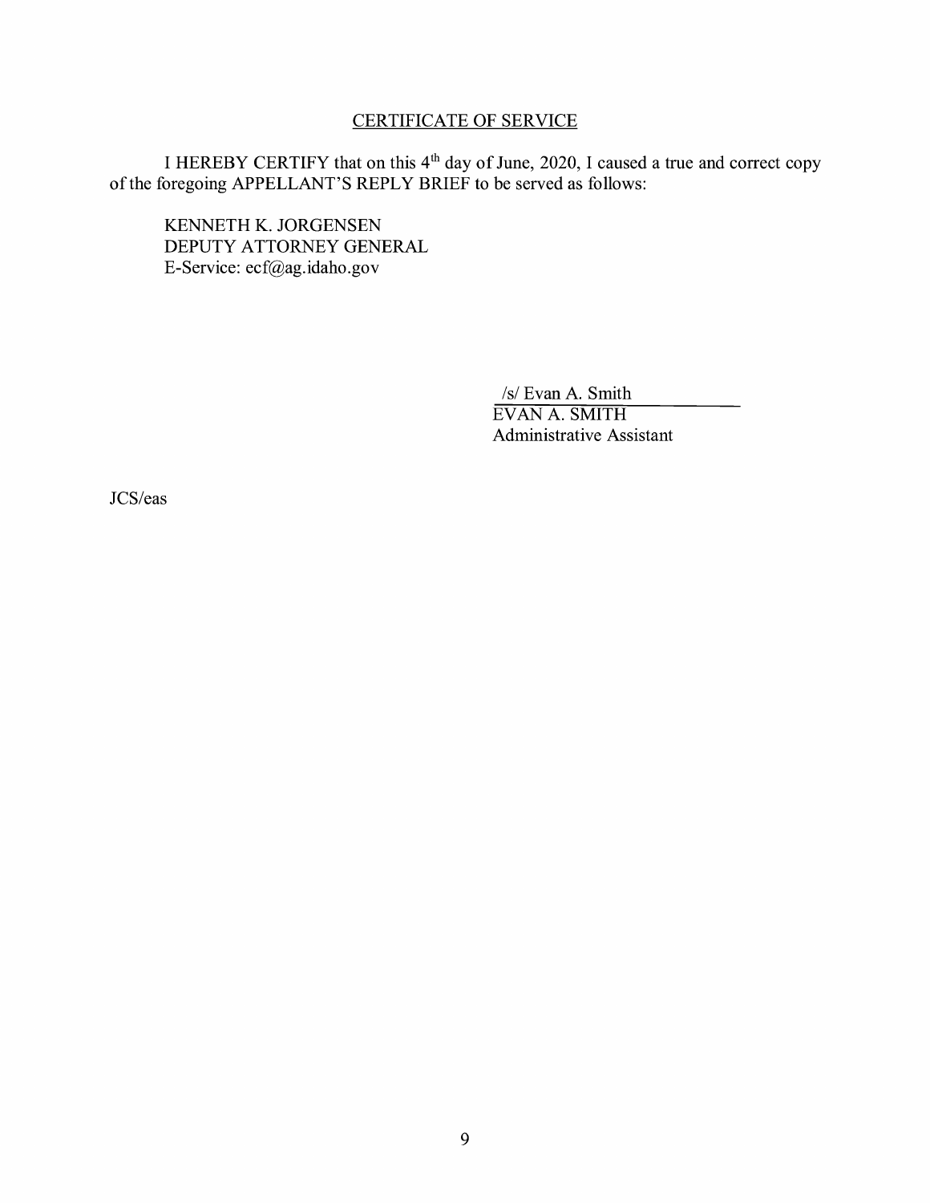## CERTIFICATE OF SERVICE

I HEREBY CERTIFY that on this 4th day of June, 2020, I caused a true and correct copy of the foregoing APPELLANT'S REPLY BRIEF to be served as follows:

KENNETH K. JORGENSEN
DEPUTY ATTORNEY GENERAL
E-Service: ecf@ag.idaho.gov

/s/ Evan A. Smith
EVAN A. SMITH
Administrative Assistant

JCS/eas